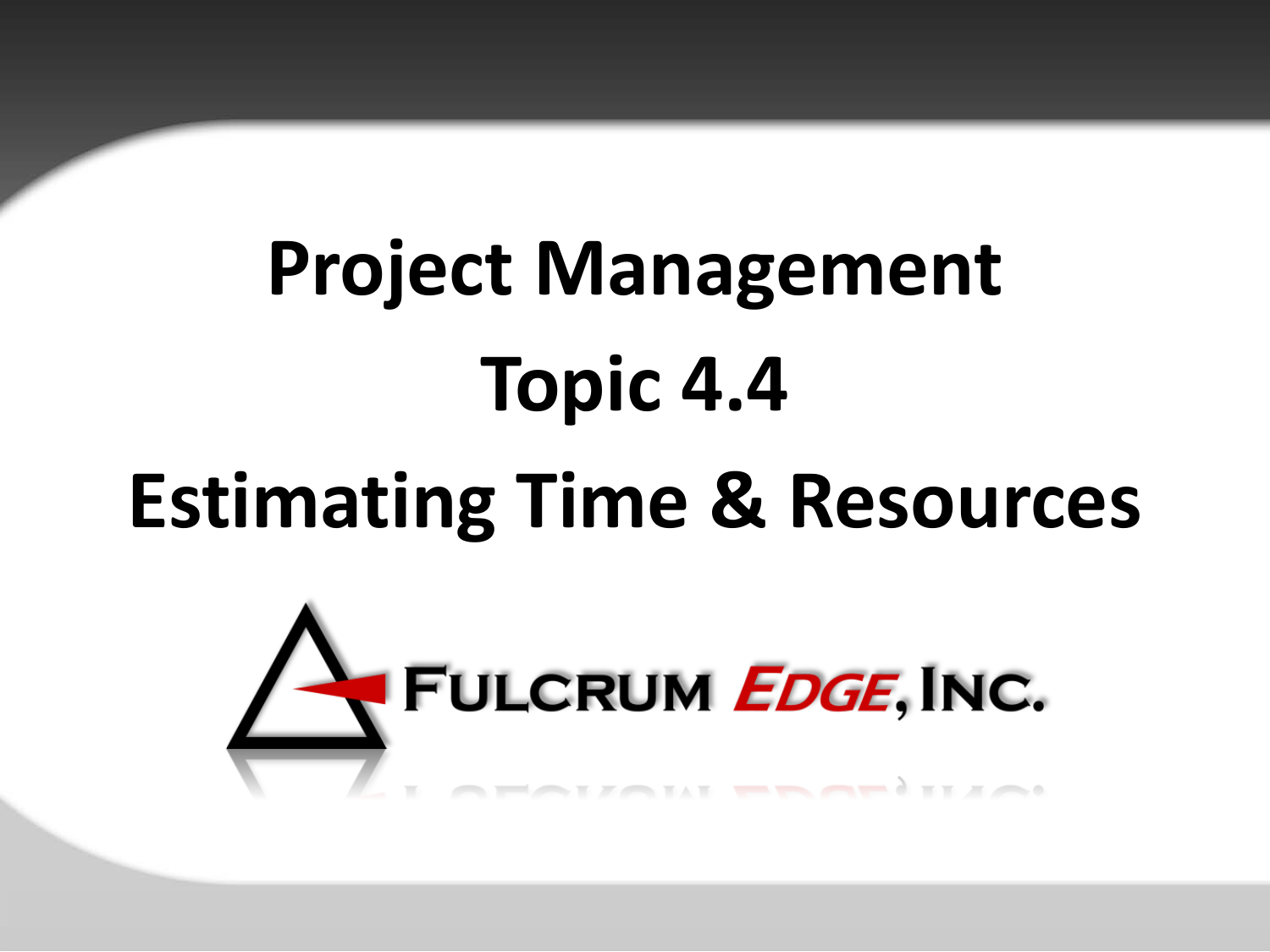# Project Management

# Topic 4.4

# Estimating Time & Resources

Fulcrum Edge, Inc.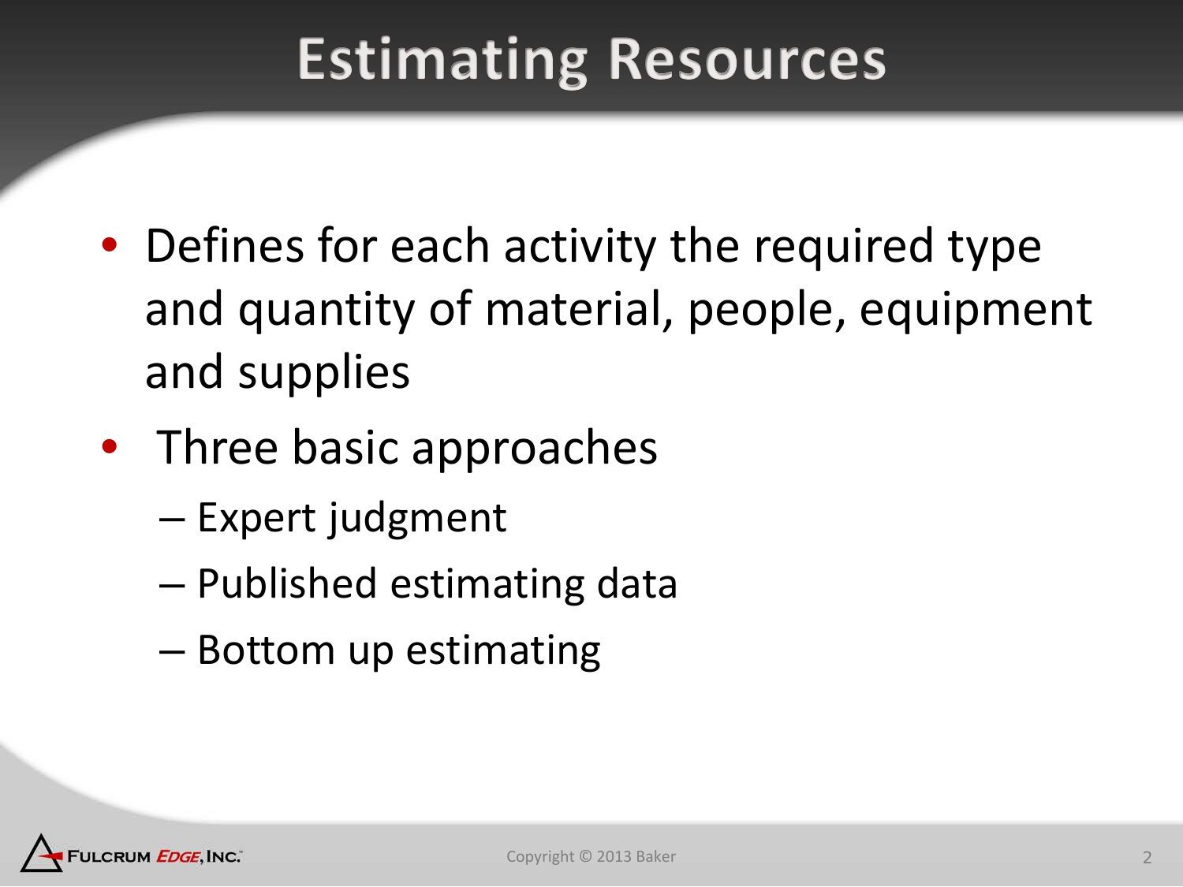# Estimating Resources

- Defines for each activity the required type and quantity of material, people, equipment and supplies
- Three basic approaches
  - Expert judgment
  - Published estimating data
  - Bottom up estimating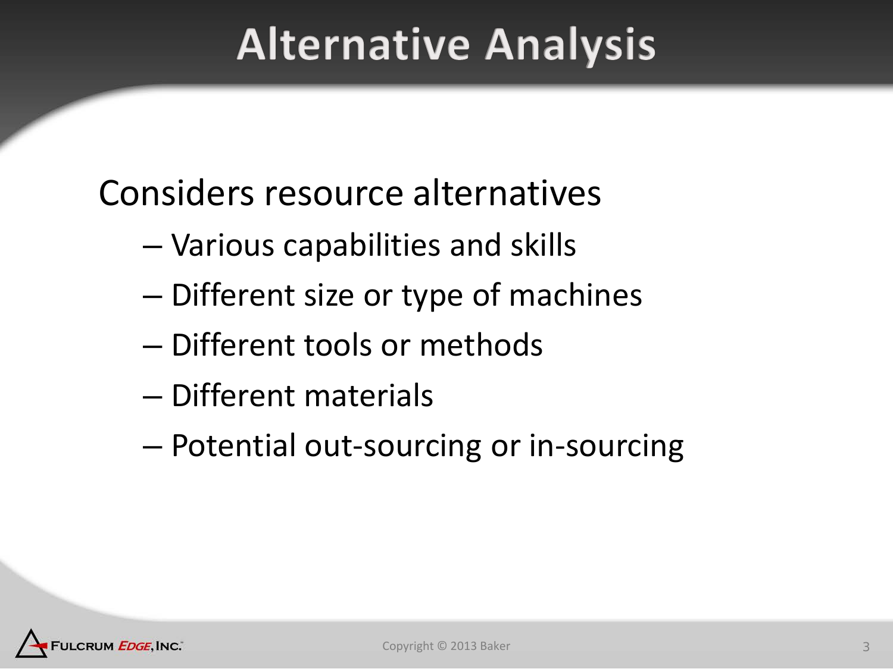# Alternative Analysis

Considers resource alternatives

- Various capabilities and skills
- Different size or type of machines
- Different tools or methods
- Different materials
- Potential out-sourcing or in-sourcing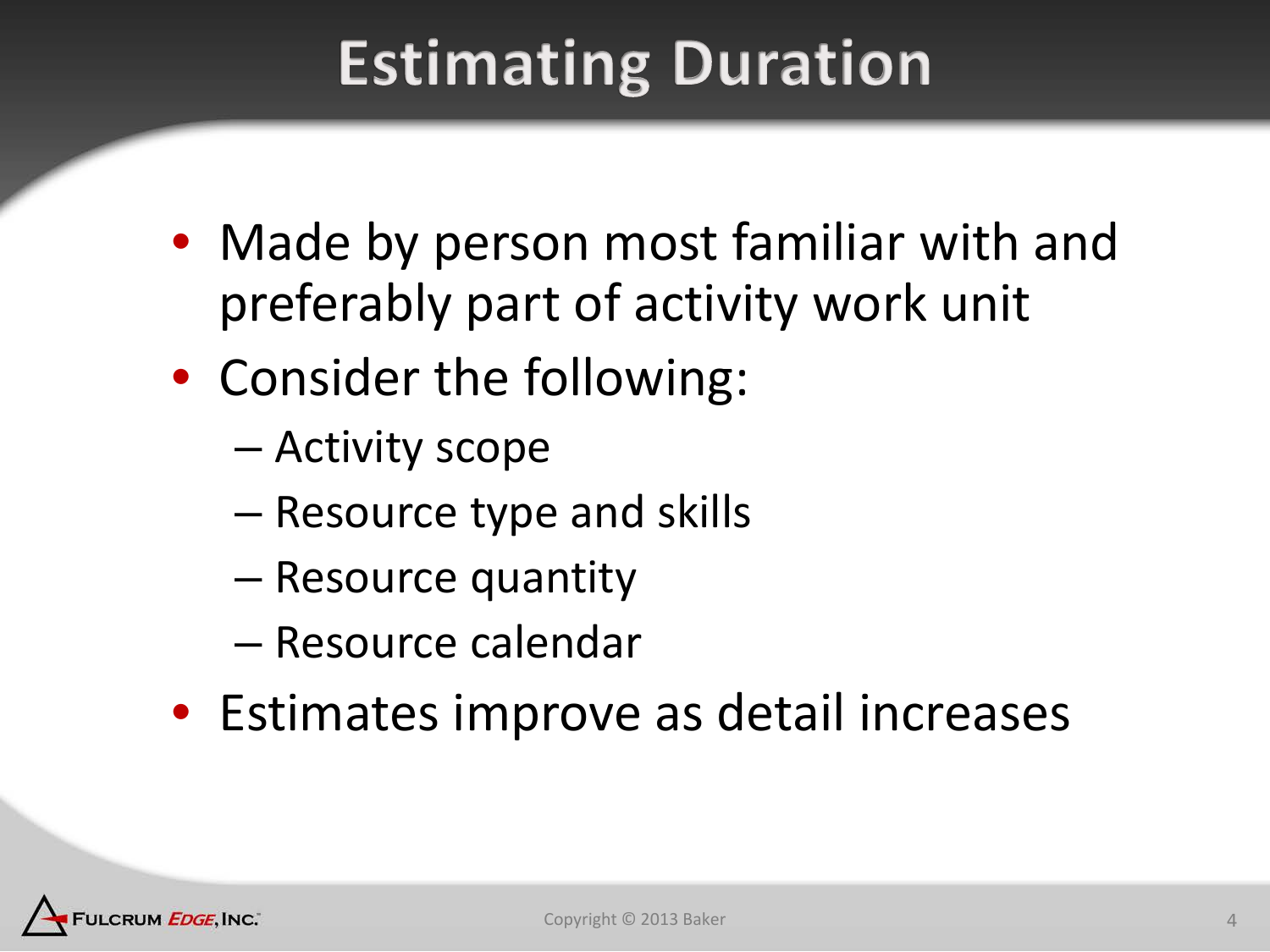# Estimating Duration

- Made by person most familiar with and preferably part of activity work unit
- Consider the following:
  - Activity scope
  - Resource type and skills
  - Resource quantity
  - Resource calendar
- Estimates improve as detail increases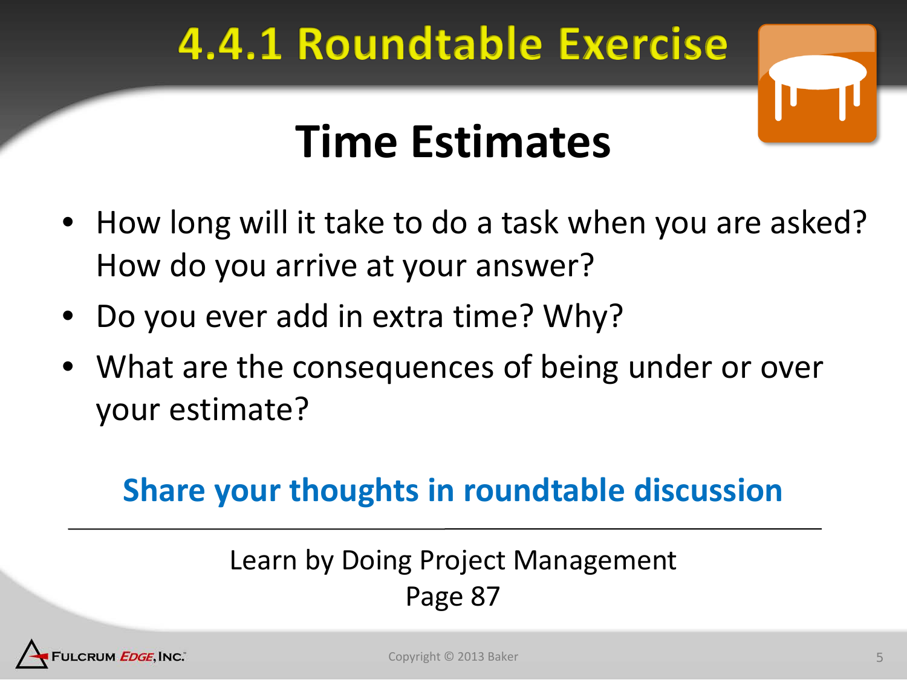# 4.4.1 Roundtable Exercise

## Time Estimates

- How long will it take to do a task when you are asked? How do you arrive at your answer?
- Do you ever add in extra time? Why?
- What are the consequences of being under or over your estimate?

**Share your thoughts in roundtable discussion**

---

Learn by Doing Project Management
Page 87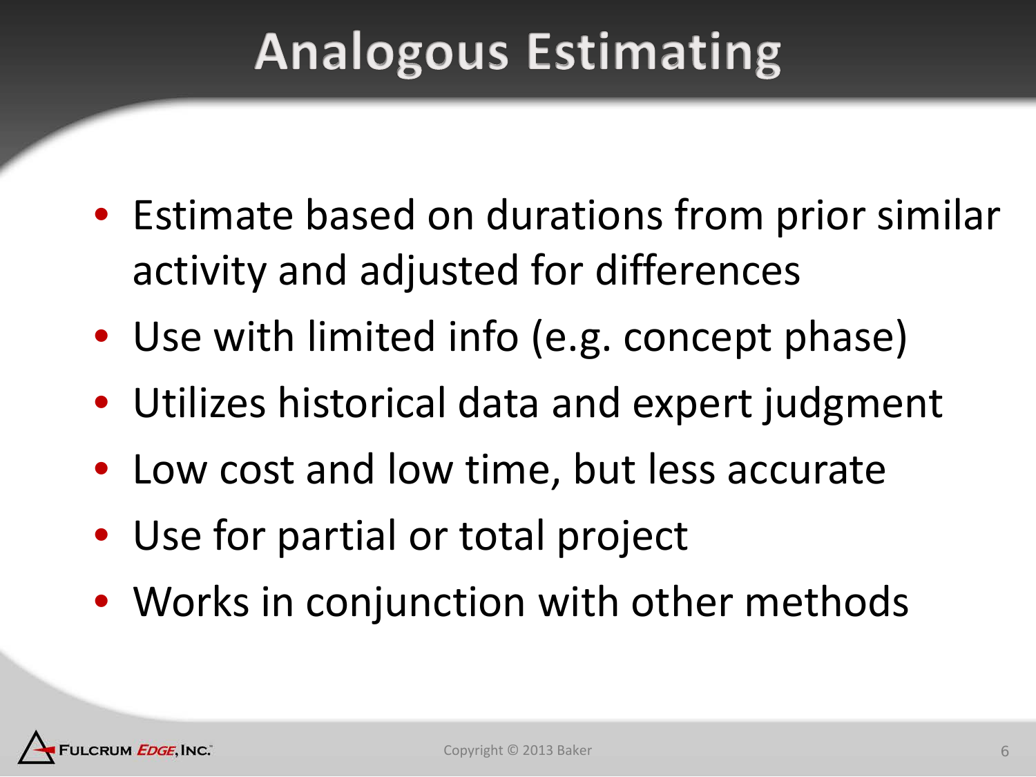# Analogous Estimating

- Estimate based on durations from prior similar activity and adjusted for differences
- Use with limited info (e.g. concept phase)
- Utilizes historical data and expert judgment
- Low cost and low time, but less accurate
- Use for partial or total project
- Works in conjunction with other methods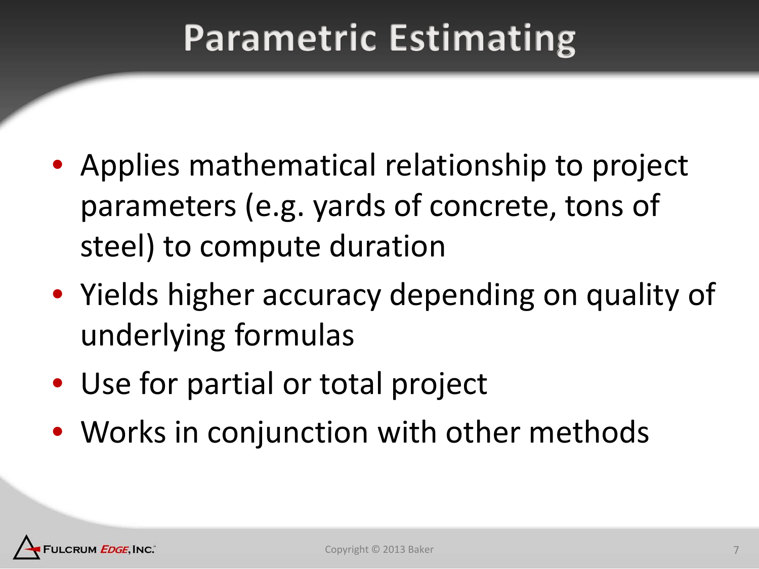# Parametric Estimating

- Applies mathematical relationship to project parameters (e.g. yards of concrete, tons of steel) to compute duration
- Yields higher accuracy depending on quality of underlying formulas
- Use for partial or total project
- Works in conjunction with other methods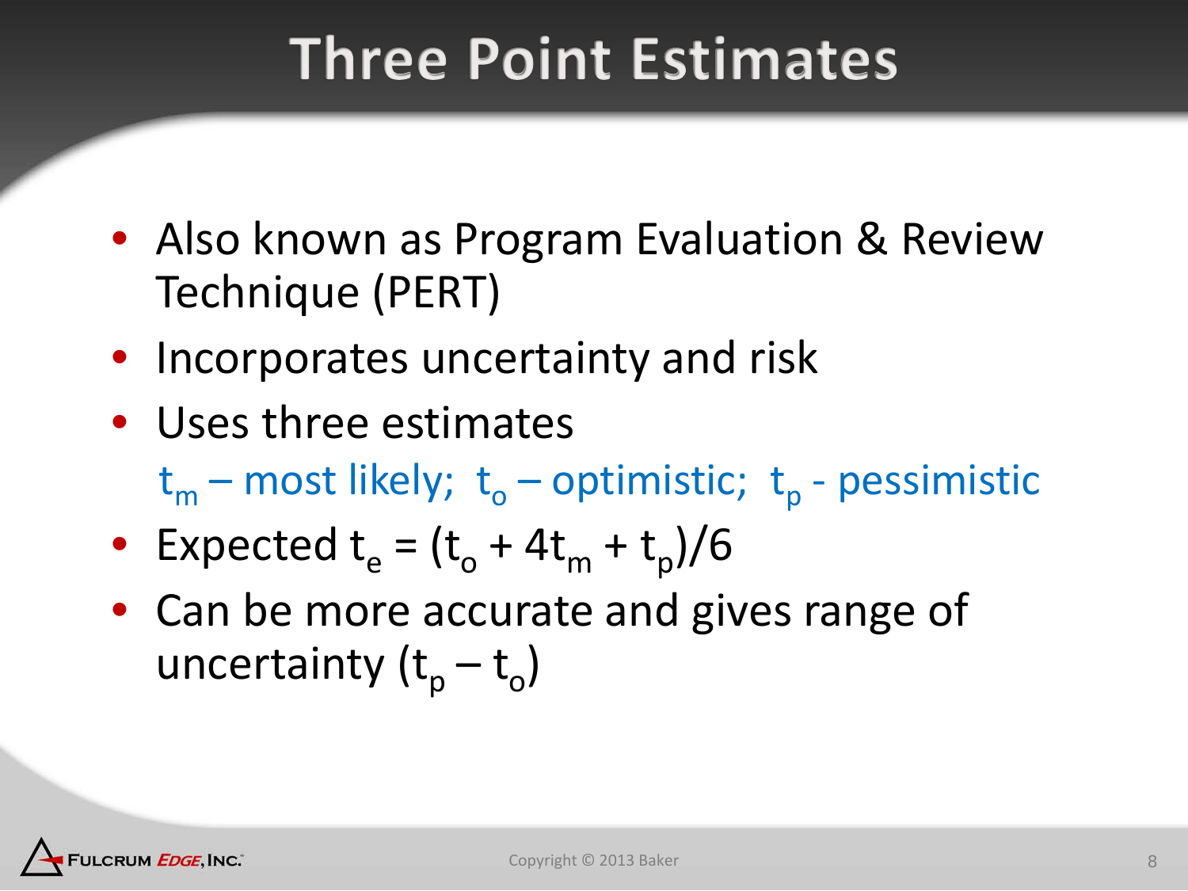# Three Point Estimates

- Also known as Program Evaluation & Review Technique (PERT)
- Incorporates uncertainty and risk
- Uses three estimates

  $t_m$ – most likely; $t_o$ – optimistic; $t_p$ - pessimistic
- Expected $t_e = (t_o + 4t_m + t_p)/6$
- Can be more accurate and gives range of uncertainty $(t_p – t_o)$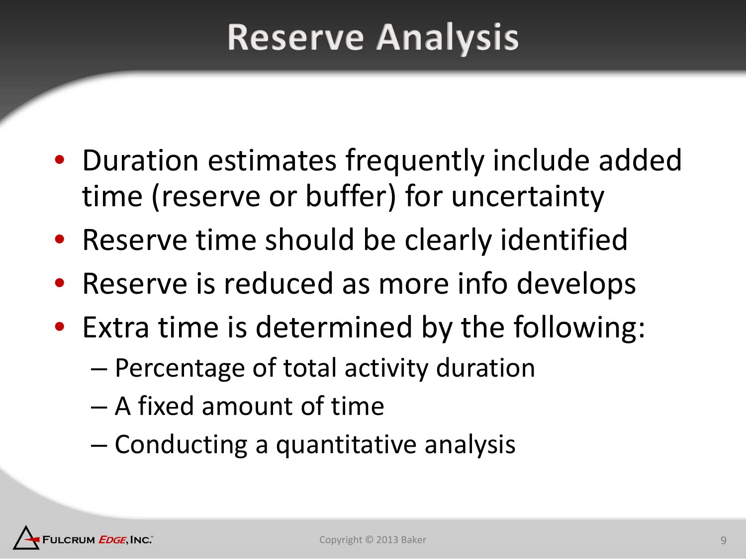# Reserve Analysis

- Duration estimates frequently include added time (reserve or buffer) for uncertainty
- Reserve time should be clearly identified
- Reserve is reduced as more info develops
- Extra time is determined by the following:
  - Percentage of total activity duration
  - A fixed amount of time
  - Conducting a quantitative analysis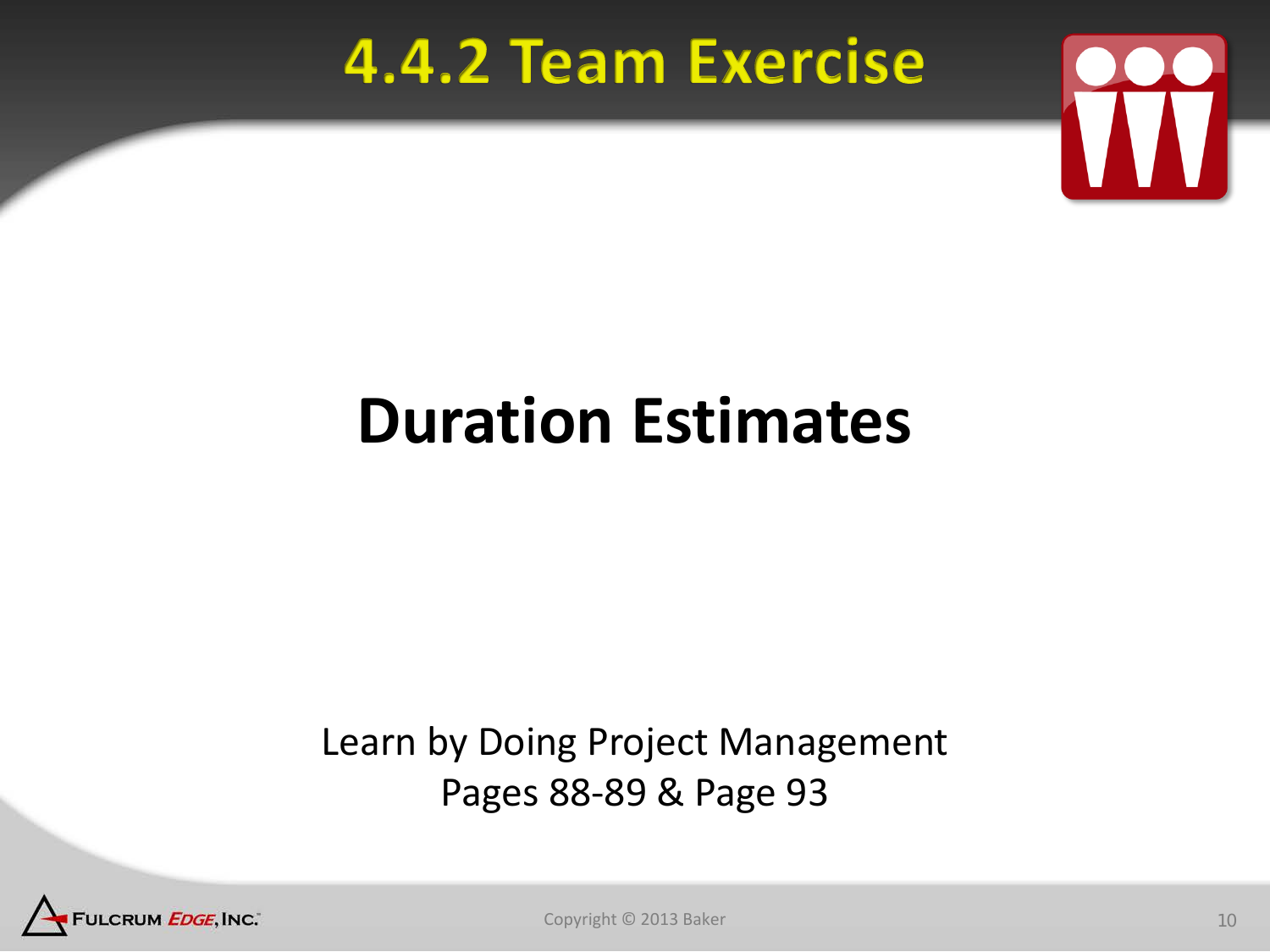# 4.4.2 Team Exercise

## Duration Estimates

Learn by Doing Project Management
Pages 88-89 & Page 93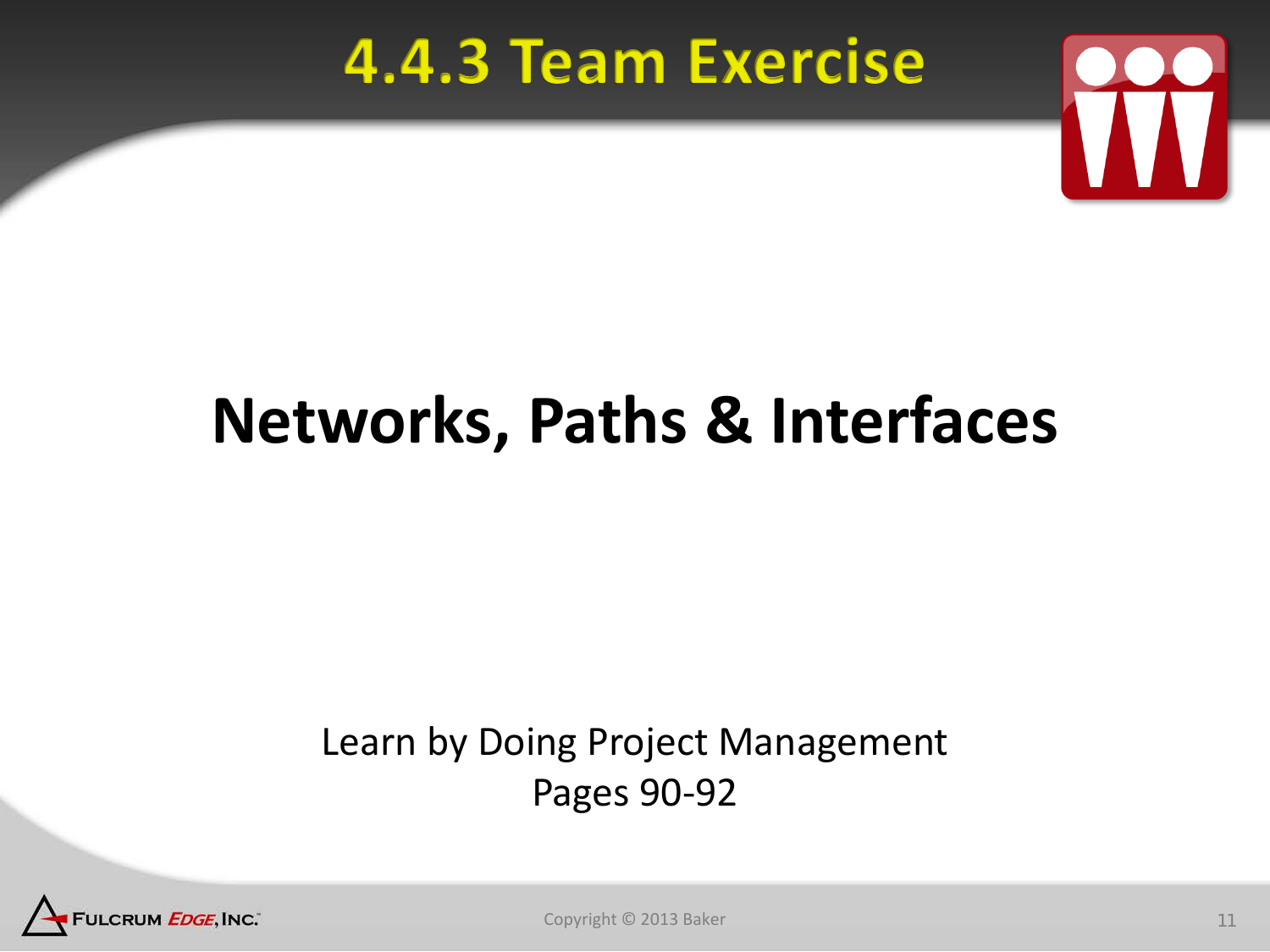# 4.4.3 Team Exercise

## Networks, Paths & Interfaces

Learn by Doing Project Management
Pages 90-92